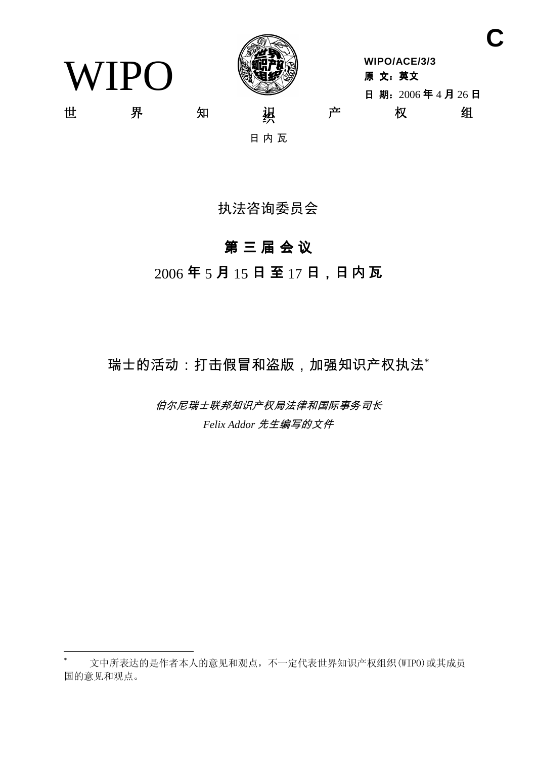C

WIPO

WIPO/ACE/3/3
原 文：英文
日 期：2006 年 4 月 26 日

世界知识产权组织
日内瓦

# 执法咨询委员会

## 第三届会议

## 2006 年 5 月 15 日至 17 日，日内瓦

# 瑞士的活动：打击假冒和盗版，加强知识产权执法*

*伯尔尼瑞士联邦知识产权局法律和国际事务司长*

*Felix Addor 先生编写的文件*

---

\* 文中所表达的是作者本人的意见和观点，不一定代表世界知识产权组织(WIPO)或其成员国的意见和观点。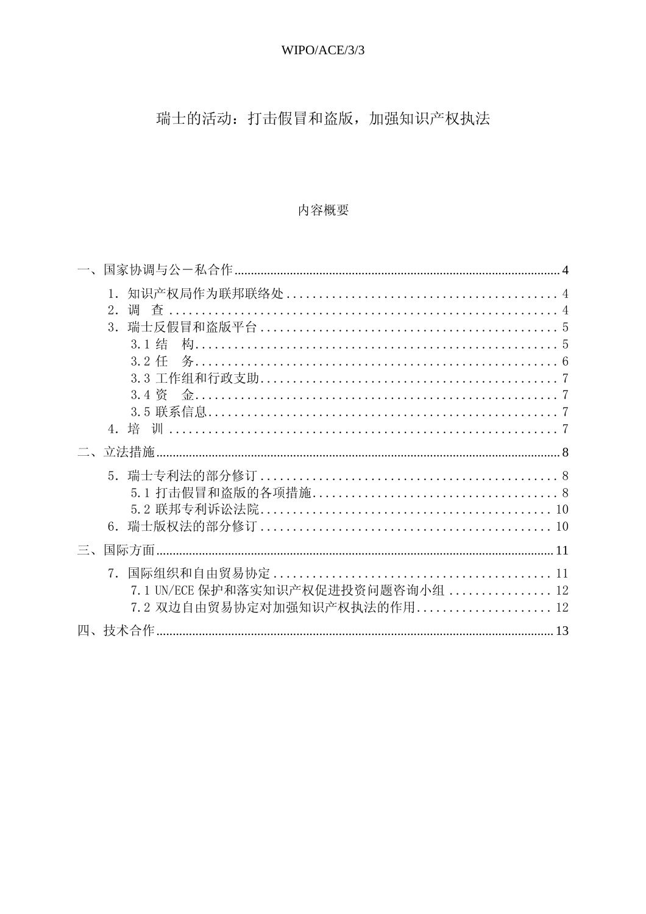# 瑞士的活动：打击假冒和盗版，加强知识产权执法

## 内容概要

一、国家协调与公－私合作 ........ 4

- 1．知识产权局作为联邦联络处 ........ 4
- 2．调　查 ........ 4
- 3．瑞士反假冒和盗版平台 ........ 5
  - 3.1 结　构 ........ 5
  - 3.2 任　务 ........ 6
  - 3.3 工作组和行政支助 ........ 7
  - 3.4 资　金 ........ 7
  - 3.5 联系信息 ........ 7
- 4．培　训 ........ 7

二、立法措施 ........ 8

- 5．瑞士专利法的部分修订 ........ 8
  - 5.1 打击假冒和盗版的各项措施 ........ 8
  - 5.2 联邦专利诉讼法院 ........ 10
- 6．瑞士版权法的部分修订 ........ 10

三、国际方面 ........ 11

- 7．国际组织和自由贸易协定 ........ 11
  - 7.1 UN/ECE 保护和落实知识产权促进投资问题咨询小组 ........ 12
  - 7.2 双边自由贸易协定对加强知识产权执法的作用 ........ 12

四、技术合作 ........ 13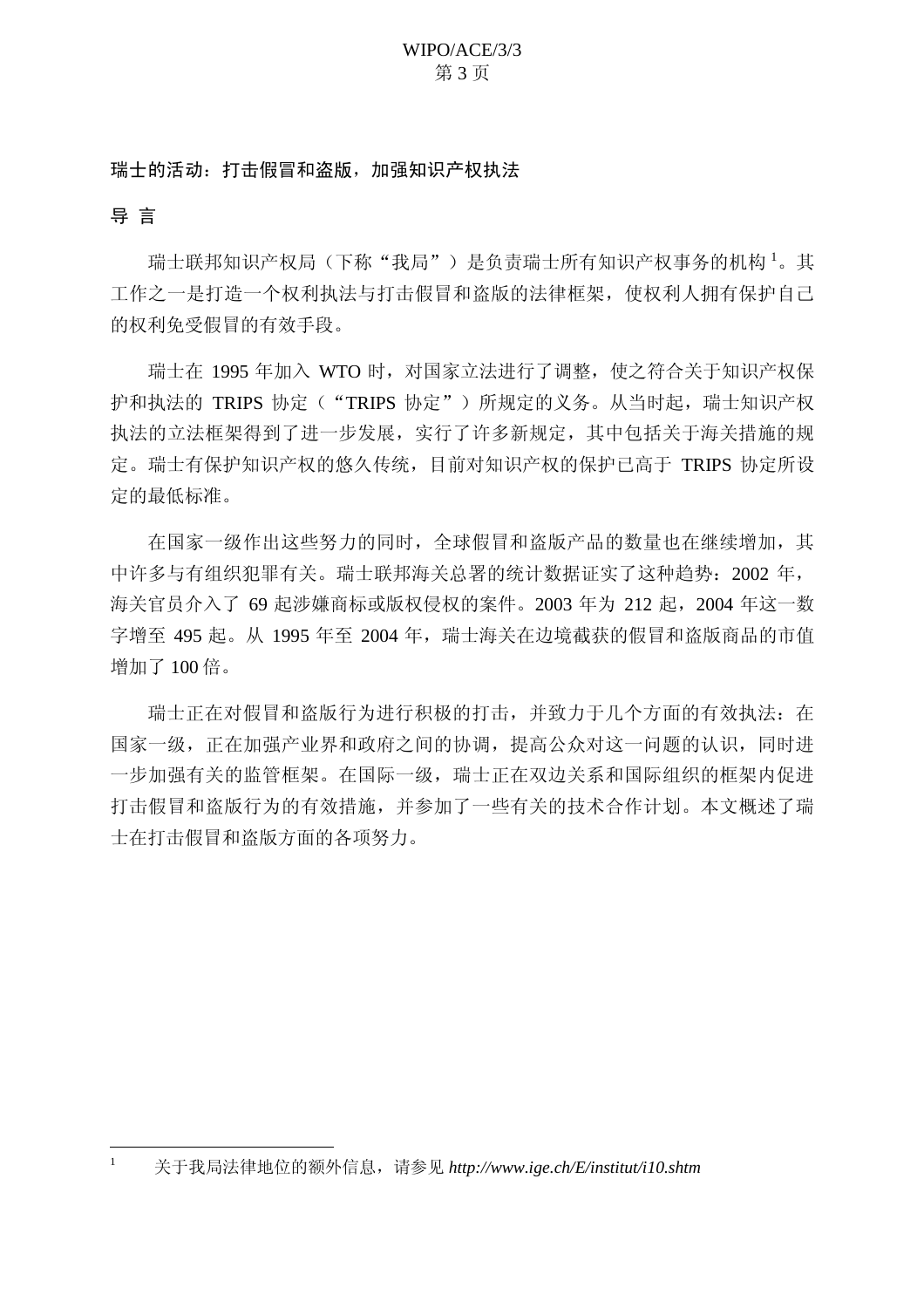## 瑞士的活动：打击假冒和盗版，加强知识产权执法

### 导 言

瑞士联邦知识产权局（下称“我局”）是负责瑞士所有知识产权事务的机构[1]。其工作之一是打造一个权利执法与打击假冒和盗版的法律框架，使权利人拥有保护自己的权利免受假冒的有效手段。

瑞士在 1995 年加入 WTO 时，对国家立法进行了调整，使之符合关于知识产权保护和执法的 TRIPS 协定（“TRIPS 协定”）所规定的义务。从当时起，瑞士知识产权执法的立法框架得到了进一步发展，实行了许多新规定，其中包括关于海关措施的规定。瑞士有保护知识产权的悠久传统，目前对知识产权的保护已高于 TRIPS 协定所设定的最低标准。

在国家一级作出这些努力的同时，全球假冒和盗版产品的数量也在继续增加，其中许多与有组织犯罪有关。瑞士联邦海关总署的统计数据证实了这种趋势：2002 年，海关官员介入了 69 起涉嫌商标或版权侵权的案件。2003 年为 212 起，2004 年这一数字增至 495 起。从 1995 年至 2004 年，瑞士海关在边境截获的假冒和盗版商品的市值增加了 100 倍。

瑞士正在对假冒和盗版行为进行积极的打击，并致力于几个方面的有效执法：在国家一级，正在加强产业界和政府之间的协调，提高公众对这一问题的认识，同时进一步加强有关的监管框架。在国际一级，瑞士正在双边关系和国际组织的框架内促进打击假冒和盗版行为的有效措施，并参加了一些有关的技术合作计划。本文概述了瑞士在打击假冒和盗版方面的各项努力。

---

[1] 关于我局法律地位的额外信息，请参见 *http://www.ige.ch/E/institut/i10.shtm*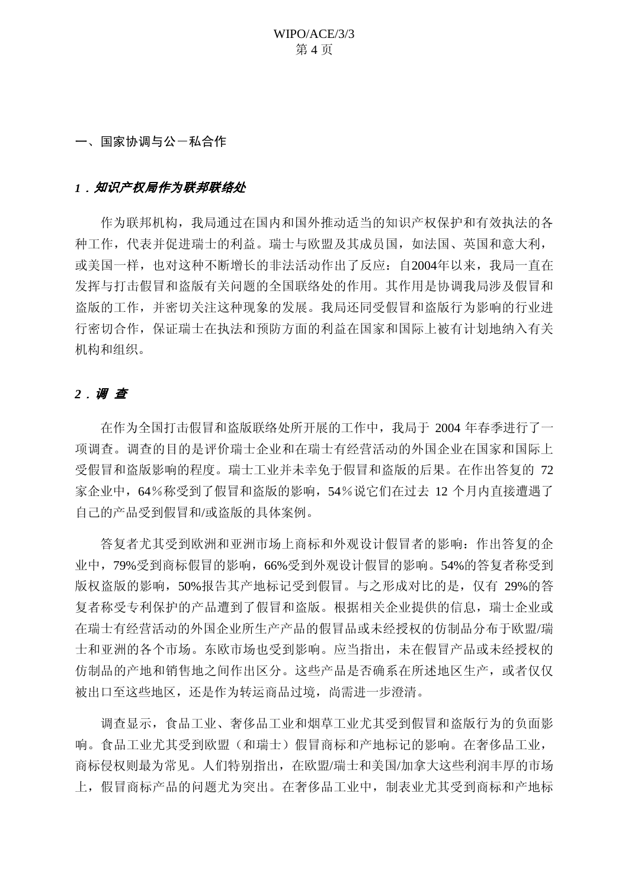## 一、国家协调与公－私合作

### *1．知识产权局作为联邦联络处*

作为联邦机构，我局通过在国内和国外推动适当的知识产权保护和有效执法的各种工作，代表并促进瑞士的利益。瑞士与欧盟及其成员国，如法国、英国和意大利，或美国一样，也对这种不断增长的非法活动作出了反应：自2004年以来，我局一直在发挥与打击假冒和盗版有关问题的全国联络处的作用。其作用是协调我局涉及假冒和盗版的工作，并密切关注这种现象的发展。我局还同受假冒和盗版行为影响的行业进行密切合作，保证瑞士在执法和预防方面的利益在国家和国际上被有计划地纳入有关机构和组织。

### *2．调 查*

在作为全国打击假冒和盗版联络处所开展的工作中，我局于 2004 年春季进行了一项调查。调查的目的是评价瑞士企业和在瑞士有经营活动的外国企业在国家和国际上受假冒和盗版影响的程度。瑞士工业并未幸免于假冒和盗版的后果。在作出答复的 72 家企业中，64％称受到了假冒和盗版的影响，54％说它们在过去 12 个月内直接遭遇了自己的产品受到假冒和/或盗版的具体案例。

答复者尤其受到欧洲和亚洲市场上商标和外观设计假冒者的影响：作出答复的企业中，79%受到商标假冒的影响，66%受到外观设计假冒的影响。54%的答复者称受到版权盗版的影响，50%报告其产地标记受到假冒。与之形成对比的是，仅有 29%的答复者称受专利保护的产品遭到了假冒和盗版。根据相关企业提供的信息，瑞士企业或在瑞士有经营活动的外国企业所生产产品的假冒品或未经授权的仿制品分布于欧盟/瑞士和亚洲的各个市场。东欧市场也受到影响。应当指出，未在假冒产品或未经授权的仿制品的产地和销售地之间作出区分。这些产品是否确系在所述地区生产，或者仅仅被出口至这些地区，还是作为转运商品过境，尚需进一步澄清。

调查显示，食品工业、奢侈品工业和烟草工业尤其受到假冒和盗版行为的负面影响。食品工业尤其受到欧盟（和瑞士）假冒商标和产地标记的影响。在奢侈品工业，商标侵权则最为常见。人们特别指出，在欧盟/瑞士和美国/加拿大这些利润丰厚的市场上，假冒商标产品的问题尤为突出。在奢侈品工业中，制表业尤其受到商标和产地标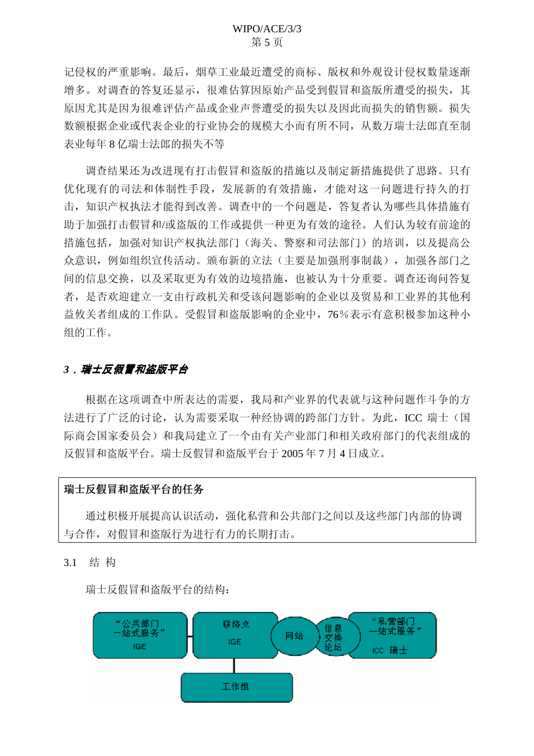记侵权的严重影响。最后，烟草工业最近遭受的商标、版权和外观设计侵权数量逐渐增多。对调查的答复还显示，很难估算因原始产品受到假冒和盗版所遭受的损失，其原因尤其是因为很难评估产品或企业声誉遭受的损失以及因此而损失的销售额。损失数额根据企业或代表企业的行业协会的规模大小而有所不同，从数万瑞士法郎直至制表业每年 8 亿瑞士法郎的损失不等

调查结果还为改进现有打击假冒和盗版的措施以及制定新措施提供了思路。只有优化现有的司法和体制性手段，发展新的有效措施，才能对这一问题进行持久的打击，知识产权执法才能得到改善。调查中的一个问题是，答复者认为哪些具体措施有助于加强打击假冒和/或盗版的工作或提供一种更为有效的途径。人们认为较有前途的措施包括，加强对知识产权执法部门（海关、警察和司法部门）的培训，以及提高公众意识，例如组织宣传活动。颁布新的立法（主要是加强刑事制裁），加强各部门之间的信息交换，以及采取更为有效的边境措施，也被认为十分重要。调查还询问答复者，是否欢迎建立一支由行政机关和受该问题影响的企业以及贸易和工业界的其他利益攸关者组成的工作队。受假冒和盗版影响的企业中，76%表示有意积极参加这种小组的工作。

### *3．瑞士反假冒和盗版平台*

根据在这项调查中所表达的需要，我局和产业界的代表就与这种问题作斗争的方法进行了广泛的讨论，认为需要采取一种经协调的跨部门方针。为此，ICC 瑞士（国际商会国家委员会）和我局建立了一个由有关产业部门和相关政府部门的代表组成的反假冒和盗版平台。瑞士反假冒和盗版平台于 2005 年 7 月 4 日成立。

**瑞士反假冒和盗版平台的任务**

通过积极开展提高认识活动，强化私营和公共部门之间以及这些部门内部的协调与合作，对假冒和盗版行为进行有力的长期打击。

3.1　结 构

瑞士反假冒和盗版平台的结构：

“公共部门一站式服务” IGE — 联络点 IGE — 网站 — 信息交换论坛 — “私营部门一站式服务” ICC 瑞士

联络点 IGE — 工作组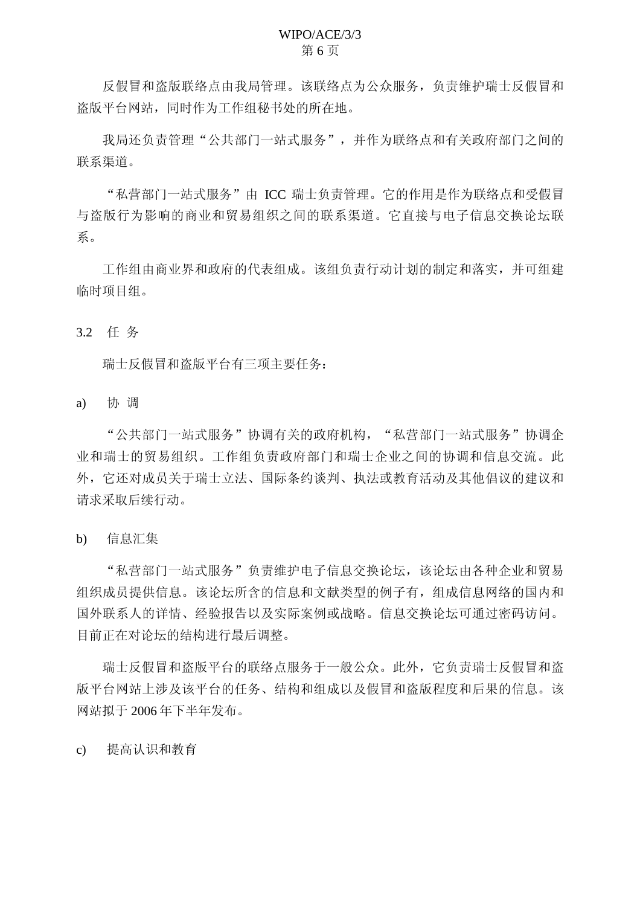反假冒和盗版联络点由我局管理。该联络点为公众服务，负责维护瑞士反假冒和盗版平台网站，同时作为工作组秘书处的所在地。

我局还负责管理“公共部门一站式服务”，并作为联络点和有关政府部门之间的联系渠道。

“私营部门一站式服务”由 ICC 瑞士负责管理。它的作用是作为联络点和受假冒与盗版行为影响的商业和贸易组织之间的联系渠道。它直接与电子信息交换论坛联系。

工作组由商业界和政府的代表组成。该组负责行动计划的制定和落实，并可组建临时项目组。

### 3.2 任 务

瑞士反假冒和盗版平台有三项主要任务：

a) 协 调

“公共部门一站式服务”协调有关的政府机构，“私营部门一站式服务”协调企业和瑞士的贸易组织。工作组负责政府部门和瑞士企业之间的协调和信息交流。此外，它还对成员关于瑞士立法、国际条约谈判、执法或教育活动及其他倡议的建议和请求采取后续行动。

b) 信息汇集

“私营部门一站式服务”负责维护电子信息交换论坛，该论坛由各种企业和贸易组织成员提供信息。该论坛所含的信息和文献类型的例子有，组成信息网络的国内和国外联系人的详情、经验报告以及实际案例或战略。信息交换论坛可通过密码访问。目前正在对论坛的结构进行最后调整。

瑞士反假冒和盗版平台的联络点服务于一般公众。此外，它负责瑞士反假冒和盗版平台网站上涉及该平台的任务、结构和组成以及假冒和盗版程度和后果的信息。该网站拟于 2006 年下半年发布。

c) 提高认识和教育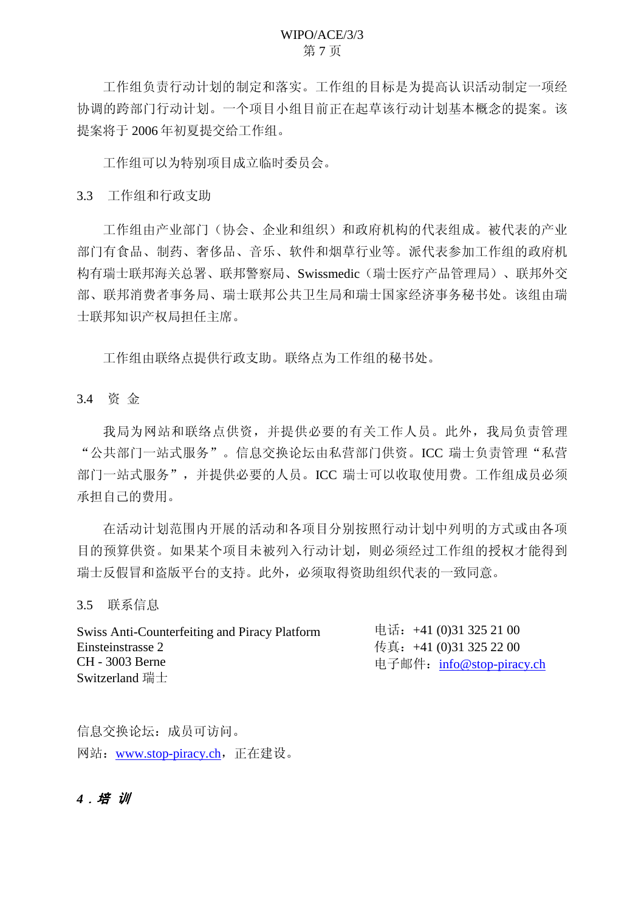工作组负责行动计划的制定和落实。工作组的目标是为提高认识活动制定一项经协调的跨部门行动计划。一个项目小组目前正在起草该行动计划基本概念的提案。该提案将于 2006 年初夏提交给工作组。

工作组可以为特别项目成立临时委员会。

### 3.3 工作组和行政支助

工作组由产业部门（协会、企业和组织）和政府机构的代表组成。被代表的产业部门有食品、制药、奢侈品、音乐、软件和烟草行业等。派代表参加工作组的政府机构有瑞士联邦海关总署、联邦警察局、Swissmedic（瑞士医疗产品管理局）、联邦外交部、联邦消费者事务局、瑞士联邦公共卫生局和瑞士国家经济事务秘书处。该组由瑞士联邦知识产权局担任主席。

工作组由联络点提供行政支助。联络点为工作组的秘书处。

### 3.4 资 金

我局为网站和联络点供资，并提供必要的有关工作人员。此外，我局负责管理“公共部门一站式服务”。信息交换论坛由私营部门供资。ICC 瑞士负责管理“私营部门一站式服务”，并提供必要的人员。ICC 瑞士可以收取使用费。工作组成员必须承担自己的费用。

在活动计划范围内开展的活动和各项目分别按照行动计划中列明的方式或由各项目的预算供资。如果某个项目未被列入行动计划，则必须经过工作组的授权才能得到瑞士反假冒和盗版平台的支持。此外，必须取得资助组织代表的一致同意。

### 3.5 联系信息

Swiss Anti-Counterfeiting and Piracy Platform
Einsteinstrasse 2
CH - 3003 Berne
Switzerland 瑞士

电话：+41 (0)31 325 21 00
传真：+41 (0)31 325 22 00
电子邮件：info@stop-piracy.ch

信息交换论坛：成员可访问。
网站：www.stop-piracy.ch，正在建设。

## *4．培 训*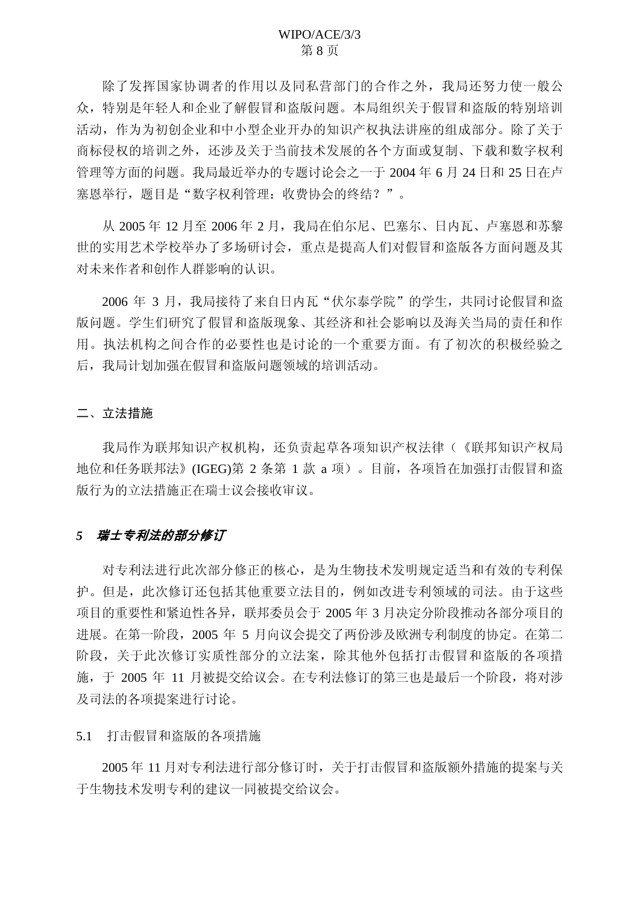除了发挥国家协调者的作用以及同私营部门的合作之外，我局还努力使一般公众，特别是年轻人和企业了解假冒和盗版问题。本局组织关于假冒和盗版的特别培训活动，作为为初创企业和中小型企业开办的知识产权执法讲座的组成部分。除了关于商标侵权的培训之外，还涉及关于当前技术发展的各个方面或复制、下载和数字权利管理等方面的问题。我局最近举办的专题讨论会之一于 2004 年 6 月 24 日和 25 日在卢塞恩举行，题目是“数字权利管理：收费协会的终结？”。

从 2005 年 12 月至 2006 年 2 月，我局在伯尔尼、巴塞尔、日内瓦、卢塞恩和苏黎世的实用艺术学校举办了多场研讨会，重点是提高人们对假冒和盗版各方面问题及其对未来作者和创作人群影响的认识。

2006 年 3 月，我局接待了来自日内瓦“伏尔泰学院”的学生，共同讨论假冒和盗版问题。学生们研究了假冒和盗版现象、其经济和社会影响以及海关当局的责任和作用。执法机构之间合作的必要性也是讨论的一个重要方面。有了初次的积极经验之后，我局计划加强在假冒和盗版问题领域的培训活动。

## 二、立法措施

我局作为联邦知识产权机构，还负责起草各项知识产权法律（《联邦知识产权局地位和任务联邦法》(IGEG)第 2 条第 1 款 a 项）。目前，各项旨在加强打击假冒和盗版行为的立法措施正在瑞士议会接收审议。

### *5　瑞士专利法的部分修订*

对专利法进行此次部分修正的核心，是为生物技术发明规定适当和有效的专利保护。但是，此次修订还包括其他重要立法目的，例如改进专利领域的司法。由于这些项目的重要性和紧迫性各异，联邦委员会于 2005 年 3 月决定分阶段推动各部分项目的进展。在第一阶段，2005 年 5 月向议会提交了两份涉及欧洲专利制度的协定。在第二阶段，关于此次修订实质性部分的立法案，除其他外包括打击假冒和盗版的各项措施，于 2005 年 11 月被提交给议会。在专利法修订的第三也是最后一个阶段，将对涉及司法的各项提案进行讨论。

5.1　打击假冒和盗版的各项措施

2005 年 11 月对专利法进行部分修订时，关于打击假冒和盗版额外措施的提案与关于生物技术发明专利的建议一同被提交给议会。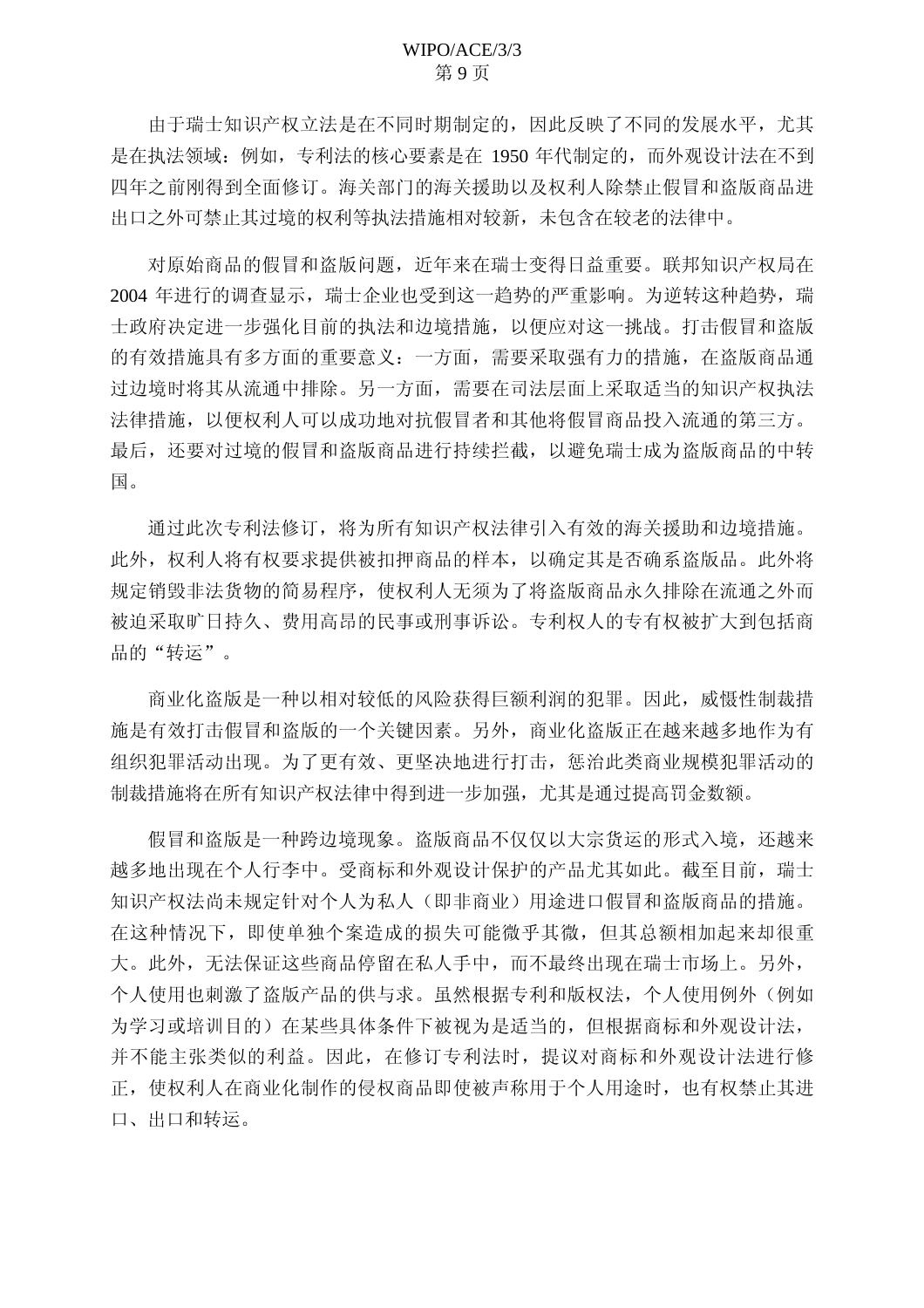由于瑞士知识产权立法是在不同时期制定的，因此反映了不同的发展水平，尤其是在执法领域：例如，专利法的核心要素是在 1950 年代制定的，而外观设计法在不到四年之前刚得到全面修订。海关部门的海关援助以及权利人除禁止假冒和盗版商品进出口之外可禁止其过境的权利等执法措施相对较新，未包含在较老的法律中。

对原始商品的假冒和盗版问题，近年来在瑞士变得日益重要。联邦知识产权局在 2004 年进行的调查显示，瑞士企业也受到这一趋势的严重影响。为逆转这种趋势，瑞士政府决定进一步强化目前的执法和边境措施，以便应对这一挑战。打击假冒和盗版的有效措施具有多方面的重要意义：一方面，需要采取强有力的措施，在盗版商品通过边境时将其从流通中排除。另一方面，需要在司法层面上采取适当的知识产权执法法律措施，以便权利人可以成功地对抗假冒者和其他将假冒商品投入流通的第三方。最后，还要对过境的假冒和盗版商品进行持续拦截，以避免瑞士成为盗版商品的中转国。

通过此次专利法修订，将为所有知识产权法律引入有效的海关援助和边境措施。此外，权利人将有权要求提供被扣押商品的样本，以确定其是否确系盗版品。此外将规定销毁非法货物的简易程序，使权利人无须为了将盗版商品永久排除在流通之外而被迫采取旷日持久、费用高昂的民事或刑事诉讼。专利权人的专有权被扩大到包括商品的“转运”。

商业化盗版是一种以相对较低的风险获得巨额利润的犯罪。因此，威慑性制裁措施是有效打击假冒和盗版的一个关键因素。另外，商业化盗版正在越来越多地作为有组织犯罪活动出现。为了更有效、更坚决地进行打击，惩治此类商业规模犯罪活动的制裁措施将在所有知识产权法律中得到进一步加强，尤其是通过提高罚金数额。

假冒和盗版是一种跨边境现象。盗版商品不仅仅以大宗货运的形式入境，还越来越多地出现在个人行李中。受商标和外观设计保护的产品尤其如此。截至目前，瑞士知识产权法尚未规定针对个人为私人（即非商业）用途进口假冒和盗版商品的措施。在这种情况下，即使单独个案造成的损失可能微乎其微，但其总额相加起来却很重大。此外，无法保证这些商品停留在私人手中，而不最终出现在瑞士市场上。另外，个人使用也刺激了盗版产品的供与求。虽然根据专利和版权法，个人使用例外（例如为学习或培训目的）在某些具体条件下被视为是适当的，但根据商标和外观设计法，并不能主张类似的利益。因此，在修订专利法时，提议对商标和外观设计法进行修正，使权利人在商业化制作的侵权商品即使被声称用于个人用途时，也有权禁止其进口、出口和转运。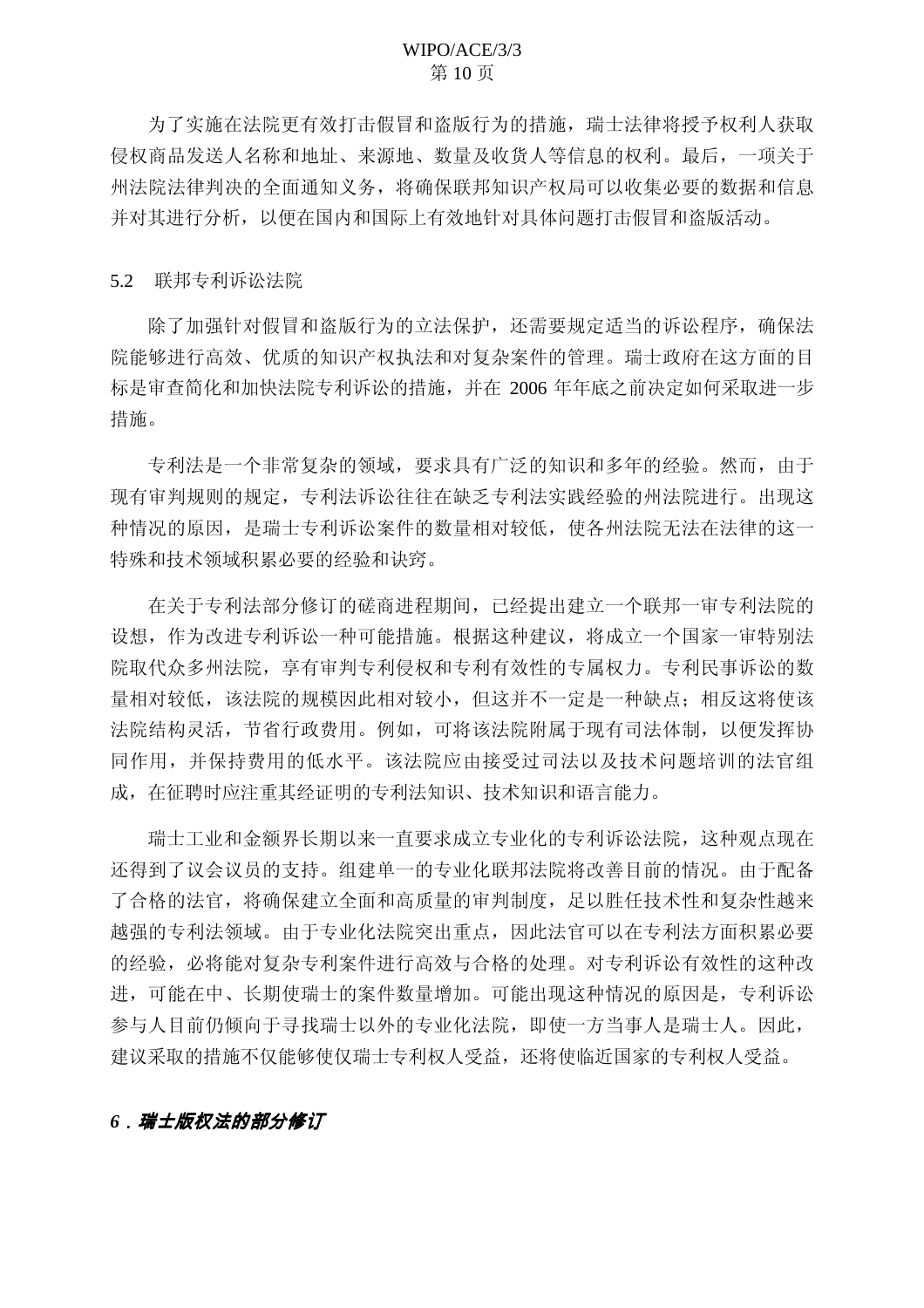为了实施在法院更有效打击假冒和盗版行为的措施，瑞士法律将授予权利人获取侵权商品发送人名称和地址、来源地、数量及收货人等信息的权利。最后，一项关于州法院法律判决的全面通知义务，将确保联邦知识产权局可以收集必要的数据和信息并对其进行分析，以便在国内和国际上有效地针对具体问题打击假冒和盗版活动。

5.2　联邦专利诉讼法院

除了加强针对假冒和盗版行为的立法保护，还需要规定适当的诉讼程序，确保法院能够进行高效、优质的知识产权执法和对复杂案件的管理。瑞士政府在这方面的目标是审查简化和加快法院专利诉讼的措施，并在 2006 年年底之前决定如何采取进一步措施。

专利法是一个非常复杂的领域，要求具有广泛的知识和多年的经验。然而，由于现有审判规则的规定，专利法诉讼往往在缺乏专利法实践经验的州法院进行。出现这种情况的原因，是瑞士专利诉讼案件的数量相对较低，使各州法院无法在法律的这一特殊和技术领域积累必要的经验和诀窍。

在关于专利法部分修订的磋商进程期间，已经提出建立一个联邦一审专利法院的设想，作为改进专利诉讼一种可能措施。根据这种建议，将成立一个国家一审特别法院取代众多州法院，享有审判专利侵权和专利有效性的专属权力。专利民事诉讼的数量相对较低，该法院的规模因此相对较小，但这并不一定是一种缺点；相反这将使该法院结构灵活，节省行政费用。例如，可将该法院附属于现有司法体制，以便发挥协同作用，并保持费用的低水平。该法院应由接受过司法以及技术问题培训的法官组成，在征聘时应注重其经证明的专利法知识、技术知识和语言能力。

瑞士工业和金额界长期以来一直要求成立专业化的专利诉讼法院，这种观点现在还得到了议会议员的支持。组建单一的专业化联邦法院将改善目前的情况。由于配备了合格的法官，将确保建立全面和高质量的审判制度，足以胜任技术性和复杂性越来越强的专利法领域。由于专业化法院突出重点，因此法官可以在专利法方面积累必要的经验，必将能对复杂专利案件进行高效与合格的处理。对专利诉讼有效性的这种改进，可能在中、长期使瑞士的案件数量增加。可能出现这种情况的原因是，专利诉讼参与人目前仍倾向于寻找瑞士以外的专业化法院，即使一方当事人是瑞士人。因此，建议采取的措施不仅能够使仅瑞士专利权人受益，还将使临近国家的专利权人受益。

***6．瑞士版权法的部分修订***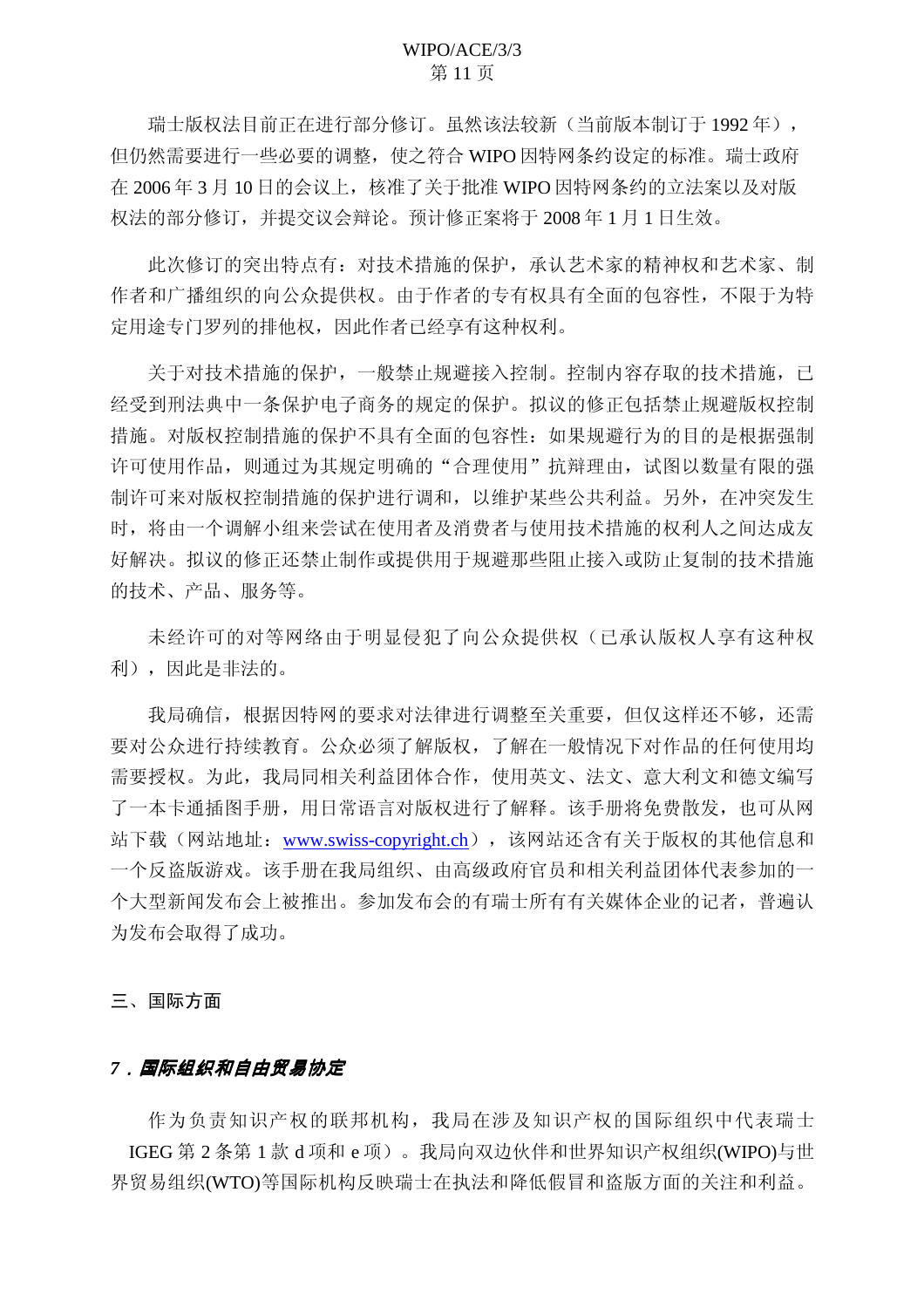瑞士版权法目前正在进行部分修订。虽然该法较新（当前版本制订于 1992 年），但仍然需要进行一些必要的调整，使之符合 WIPO 因特网条约设定的标准。瑞士政府在 2006 年 3 月 10 日的会议上，核准了关于批准 WIPO 因特网条约的立法案以及对版权法的部分修订，并提交议会辩论。预计修正案将于 2008 年 1 月 1 日生效。

此次修订的突出特点有：对技术措施的保护，承认艺术家的精神权和艺术家、制作者和广播组织的向公众提供权。由于作者的专有权具有全面的包容性，不限于为特定用途专门罗列的排他权，因此作者已经享有这种权利。

关于对技术措施的保护，一般禁止规避接入控制。控制内容存取的技术措施，已经受到刑法典中一条保护电子商务的规定的保护。拟议的修正包括禁止规避版权控制措施。对版权控制措施的保护不具有全面的包容性：如果规避行为的目的是根据强制许可使用作品，则通过为其规定明确的“合理使用”抗辩理由，试图以数量有限的强制许可来对版权控制措施的保护进行调和，以维护某些公共利益。另外，在冲突发生时，将由一个调解小组来尝试在使用者及消费者与使用技术措施的权利人之间达成友好解决。拟议的修正还禁止制作或提供用于规避那些阻止接入或防止复制的技术措施的技术、产品、服务等。

未经许可的对等网络由于明显侵犯了向公众提供权（已承认版权人享有这种权利），因此是非法的。

我局确信，根据因特网的要求对法律进行调整至关重要，但仅这样还不够，还需要对公众进行持续教育。公众必须了解版权，了解在一般情况下对作品的任何使用均需要授权。为此，我局同相关利益团体合作，使用英文、法文、意大利文和德文编写了一本卡通插图手册，用日常语言对版权进行了解释。该手册将免费散发，也可从网站下载（网站地址：[www.swiss-copyright.ch](http://www.swiss-copyright.ch)），该网站还含有关于版权的其他信息和一个反盗版游戏。该手册在我局组织、由高级政府官员和相关利益团体代表参加的一个大型新闻发布会上被推出。参加发布会的有瑞士所有有关媒体企业的记者，普遍认为发布会取得了成功。

## 三、国际方面

### *7．国际组织和自由贸易协定*

作为负责知识产权的联邦机构，我局在涉及知识产权的国际组织中代表瑞士 IGEG 第 2 条第 1 款 d 项和 e 项）。我局向双边伙伴和世界知识产权组织(WIPO)与世界贸易组织(WTO)等国际机构反映瑞士在执法和降低假冒和盗版方面的关注和利益。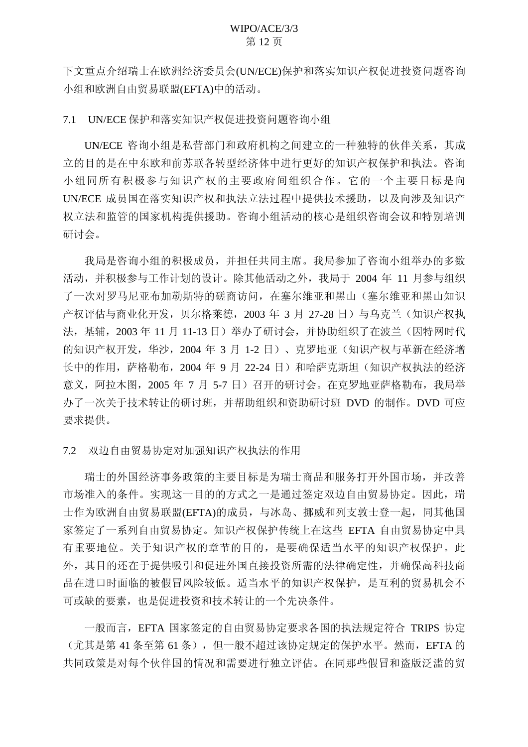下文重点介绍瑞士在欧洲经济委员会(UN/ECE)保护和落实知识产权促进投资问题咨询小组和欧洲自由贸易联盟(EFTA)中的活动。

### 7.1 UN/ECE 保护和落实知识产权促进投资问题咨询小组

UN/ECE 咨询小组是私营部门和政府机构之间建立的一种独特的伙伴关系，其成立的目的是在中东欧和前苏联各转型经济体中进行更好的知识产权保护和执法。咨询小组同所有积极参与知识产权的主要政府间组织合作。它的一个主要目标是向 UN/ECE 成员国在落实知识产权和执法立法过程中提供技术援助，以及向涉及知识产权立法和监管的国家机构提供援助。咨询小组活动的核心是组织咨询会议和特别培训研讨会。

我局是咨询小组的积极成员，并担任共同主席。我局参加了咨询小组举办的多数活动，并积极参与工作计划的设计。除其他活动之外，我局于 2004 年 11 月参与组织了一次对罗马尼亚布加勒斯特的磋商访问，在塞尔维亚和黑山（塞尔维亚和黑山知识产权评估与商业化开发，贝尔格莱德，2003 年 3 月 27-28 日）与乌克兰（知识产权执法，基辅，2003 年 11 月 11-13 日）举办了研讨会，并协助组织了在波兰（因特网时代的知识产权开发，华沙，2004 年 3 月 1-2 日）、克罗地亚（知识产权与革新在经济增长中的作用，萨格勒布，2004 年 9 月 22-24 日）和哈萨克斯坦（知识产权执法的经济意义，阿拉木图，2005 年 7 月 5-7 日）召开的研讨会。在克罗地亚萨格勒布，我局举办了一次关于技术转让的研讨班，并帮助组织和资助研讨班 DVD 的制作。DVD 可应要求提供。

### 7.2 双边自由贸易协定对加强知识产权执法的作用

瑞士的外国经济事务政策的主要目标是为瑞士商品和服务打开外国市场，并改善市场准入的条件。实现这一目的的方式之一是通过签定双边自由贸易协定。因此，瑞士作为欧洲自由贸易联盟(EFTA)的成员，与冰岛、挪威和列支敦士登一起，同其他国家签定了一系列自由贸易协定。知识产权保护传统上在这些 EFTA 自由贸易协定中具有重要地位。关于知识产权的章节的目的，是要确保适当水平的知识产权保护。此外，其目的还在于提供吸引和促进外国直接投资所需的法律确定性，并确保高科技商品在进口时面临的被假冒风险较低。适当水平的知识产权保护，是互利的贸易机会不可或缺的要素，也是促进投资和技术转让的一个先决条件。

一般而言，EFTA 国家签定的自由贸易协定要求各国的执法规定符合 TRIPS 协定（尤其是第 41 条至第 61 条），但一般不超过该协定规定的保护水平。然而，EFTA 的共同政策是对每个伙伴国的情况和需要进行独立评估。在同那些假冒和盗版泛滥的贸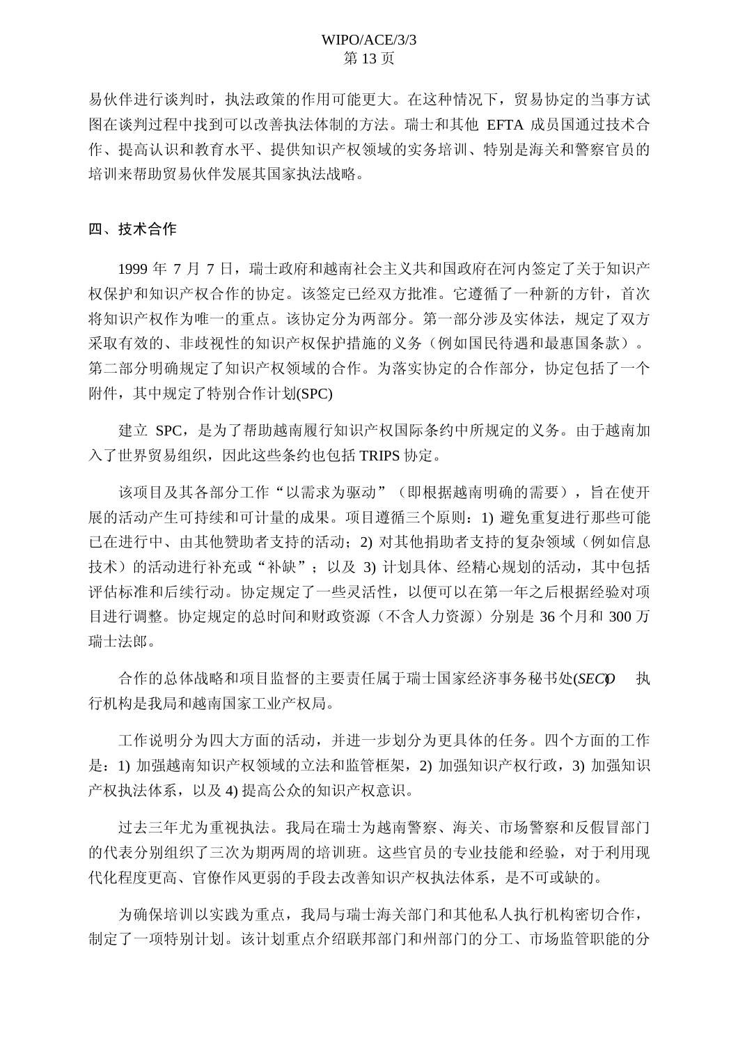易伙伴进行谈判时，执法政策的作用可能更大。在这种情况下，贸易协定的当事方试图在谈判过程中找到可以改善执法体制的方法。瑞士和其他 EFTA 成员国通过技术合作、提高认识和教育水平、提供知识产权领域的实务培训、特别是海关和警察官员的培训来帮助贸易伙伴发展其国家执法战略。

## 四、技术合作

1999 年 7 月 7 日，瑞士政府和越南社会主义共和国政府在河内签定了关于知识产权保护和知识产权合作的协定。该签定已经双方批准。它遵循了一种新的方针，首次将知识产权作为唯一的重点。该协定分为两部分。第一部分涉及实体法，规定了双方采取有效的、非歧视性的知识产权保护措施的义务（例如国民待遇和最惠国条款）。第二部分明确规定了知识产权领域的合作。为落实协定的合作部分，协定包括了一个附件，其中规定了特别合作计划(SPC)

建立 SPC，是为了帮助越南履行知识产权国际条约中所规定的义务。由于越南加入了世界贸易组织，因此这些条约也包括 TRIPS 协定。

该项目及其各部分工作“以需求为驱动”（即根据越南明确的需要），旨在使开展的活动产生可持续和可计量的成果。项目遵循三个原则：1) 避免重复进行那些可能已在进行中、由其他赞助者支持的活动；2) 对其他捐助者支持的复杂领域（例如信息技术）的活动进行补充或“补缺”；以及 3) 计划具体、经精心规划的活动，其中包括评估标准和后续行动。协定规定了一些灵活性，以便可以在第一年之后根据经验对项目进行调整。协定规定的总时间和财政资源（不含人力资源）分别是 36 个月和 300 万瑞士法郎。

合作的总体战略和项目监督的主要责任属于瑞士国家经济事务秘书处(*SECO*) 执行机构是我局和越南国家工业产权局。

工作说明分为四大方面的活动，并进一步划分为更具体的任务。四个方面的工作是：1) 加强越南知识产权领域的立法和监管框架，2) 加强知识产权行政，3) 加强知识产权执法体系，以及 4) 提高公众的知识产权意识。

过去三年尤为重视执法。我局在瑞士为越南警察、海关、市场警察和反假冒部门的代表分别组织了三次为期两周的培训班。这些官员的专业技能和经验，对于利用现代化程度更高、官僚作风更弱的手段去改善知识产权执法体系，是不可或缺的。

为确保培训以实践为重点，我局与瑞士海关部门和其他私人执行机构密切合作，制定了一项特别计划。该计划重点介绍联邦部门和州部门的分工、市场监管职能的分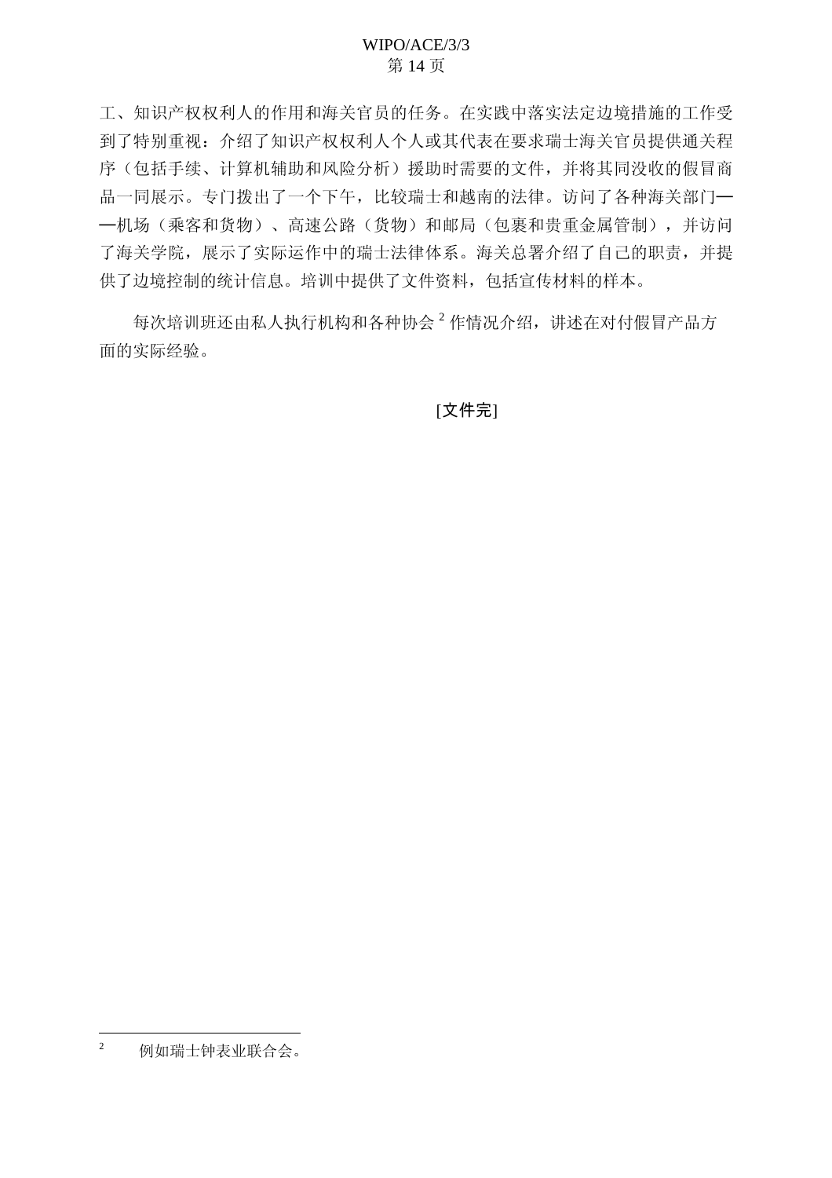工、知识产权权利人的作用和海关官员的任务。在实践中落实法定边境措施的工作受到了特别重视：介绍了知识产权权利人个人或其代表在要求瑞士海关官员提供通关程序（包括手续、计算机辅助和风险分析）援助时需要的文件，并将其同没收的假冒商品一同展示。专门拨出了一个下午，比较瑞士和越南的法律。访问了各种海关部门——机场（乘客和货物）、高速公路（货物）和邮局（包裹和贵重金属管制），并访问了海关学院，展示了实际运作中的瑞士法律体系。海关总署介绍了自己的职责，并提供了边境控制的统计信息。培训中提供了文件资料，包括宣传材料的样本。

每次培训班还由私人执行机构和各种协会[2]作情况介绍，讲述在对付假冒产品方面的实际经验。

[文件完]

---

[2] 例如瑞士钟表业联合会。